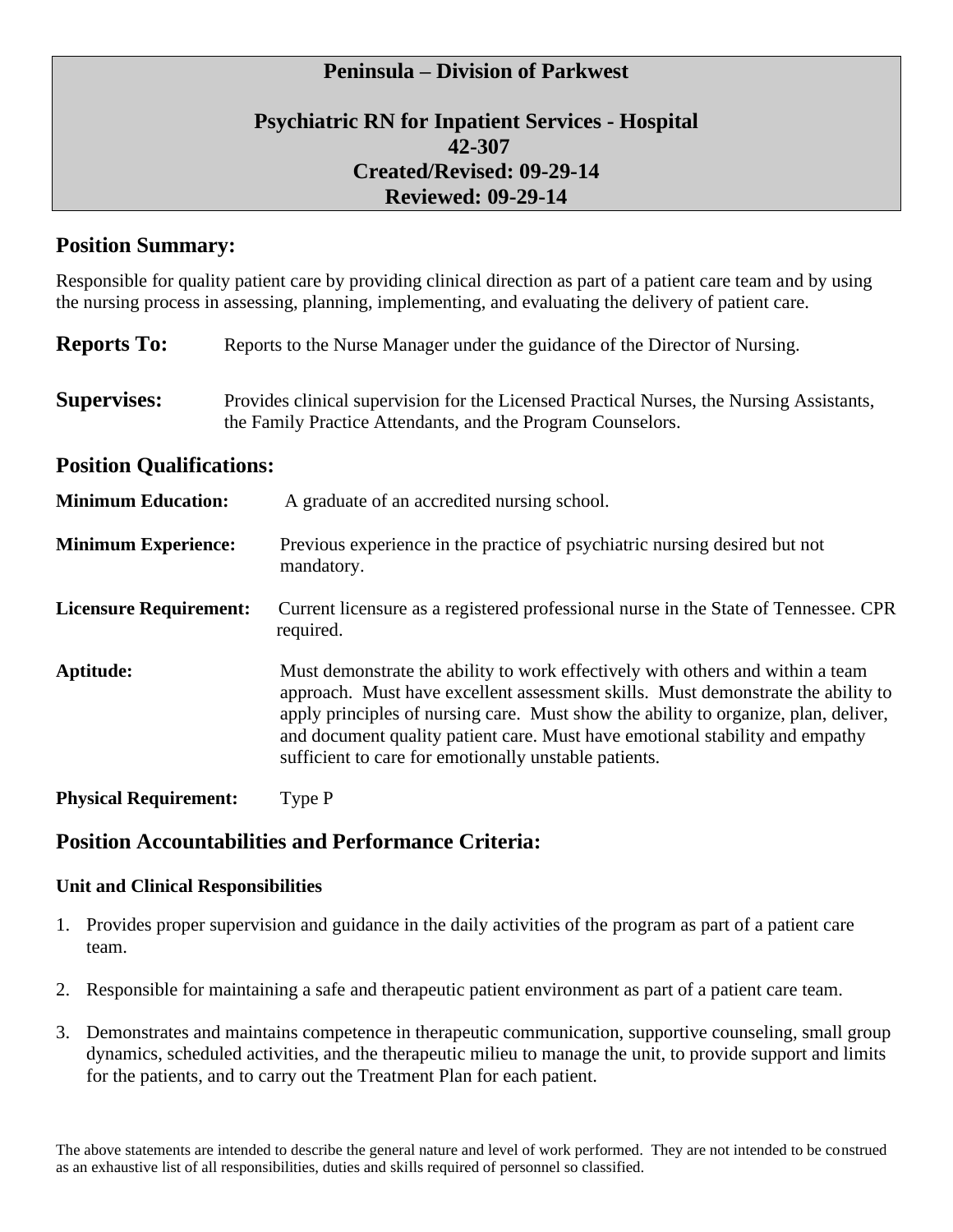# Peninsula – Division of Parkwest

## Psychiatric RN for Inpatient Services - Hospital

**42-307**

**Created/Revised: 09-29-14**

**Reviewed: 09-29-14**

## Position Summary:

Responsible for quality patient care by providing clinical direction as part of a patient care team and by using the nursing process in assessing, planning, implementing, and evaluating the delivery of patient care.

**Reports To:** Reports to the Nurse Manager under the guidance of the Director of Nursing.

**Supervises:** Provides clinical supervision for the Licensed Practical Nurses, the Nursing Assistants, the Family Practice Attendants, and the Program Counselors.

## Position Qualifications:

**Minimum Education:** A graduate of an accredited nursing school.

**Minimum Experience:** Previous experience in the practice of psychiatric nursing desired but not mandatory.

**Licensure Requirement:** Current licensure as a registered professional nurse in the State of Tennessee. CPR required.

**Aptitude:** Must demonstrate the ability to work effectively with others and within a team approach. Must have excellent assessment skills. Must demonstrate the ability to apply principles of nursing care. Must show the ability to organize, plan, deliver, and document quality patient care. Must have emotional stability and empathy sufficient to care for emotionally unstable patients.

**Physical Requirement:** Type P

## Position Accountabilities and Performance Criteria:

### Unit and Clinical Responsibilities

1. Provides proper supervision and guidance in the daily activities of the program as part of a patient care team.

2. Responsible for maintaining a safe and therapeutic patient environment as part of a patient care team.

3. Demonstrates and maintains competence in therapeutic communication, supportive counseling, small group dynamics, scheduled activities, and the therapeutic milieu to manage the unit, to provide support and limits for the patients, and to carry out the Treatment Plan for each patient.

The above statements are intended to describe the general nature and level of work performed. They are not intended to be construed as an exhaustive list of all responsibilities, duties and skills required of personnel so classified.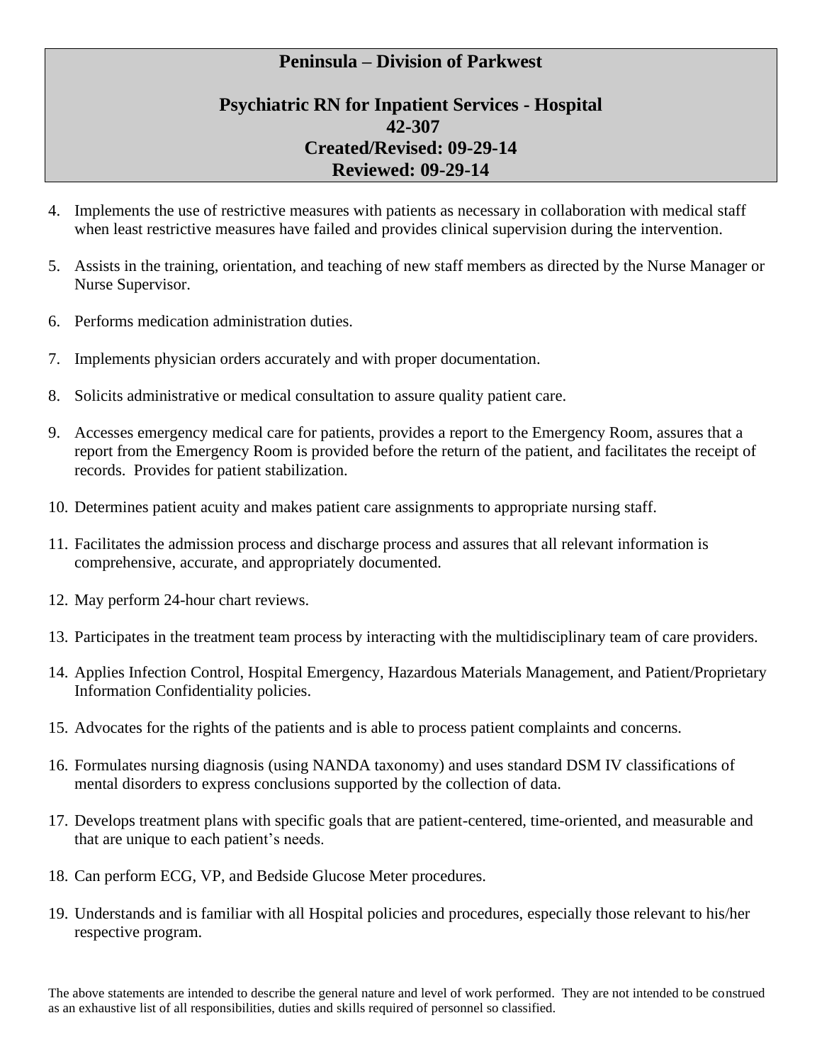4. Implements the use of restrictive measures with patients as necessary in collaboration with medical staff when least restrictive measures have failed and provides clinical supervision during the intervention.

5. Assists in the training, orientation, and teaching of new staff members as directed by the Nurse Manager or Nurse Supervisor.

6. Performs medication administration duties.

7. Implements physician orders accurately and with proper documentation.

8. Solicits administrative or medical consultation to assure quality patient care.

9. Accesses emergency medical care for patients, provides a report to the Emergency Room, assures that a report from the Emergency Room is provided before the return of the patient, and facilitates the receipt of records. Provides for patient stabilization.

10. Determines patient acuity and makes patient care assignments to appropriate nursing staff.

11. Facilitates the admission process and discharge process and assures that all relevant information is comprehensive, accurate, and appropriately documented.

12. May perform 24-hour chart reviews.

13. Participates in the treatment team process by interacting with the multidisciplinary team of care providers.

14. Applies Infection Control, Hospital Emergency, Hazardous Materials Management, and Patient/Proprietary Information Confidentiality policies.

15. Advocates for the rights of the patients and is able to process patient complaints and concerns.

16. Formulates nursing diagnosis (using NANDA taxonomy) and uses standard DSM IV classifications of mental disorders to express conclusions supported by the collection of data.

17. Develops treatment plans with specific goals that are patient-centered, time-oriented, and measurable and that are unique to each patient's needs.

18. Can perform ECG, VP, and Bedside Glucose Meter procedures.

19. Understands and is familiar with all Hospital policies and procedures, especially those relevant to his/her respective program.

The above statements are intended to describe the general nature and level of work performed. They are not intended to be construed as an exhaustive list of all responsibilities, duties and skills required of personnel so classified.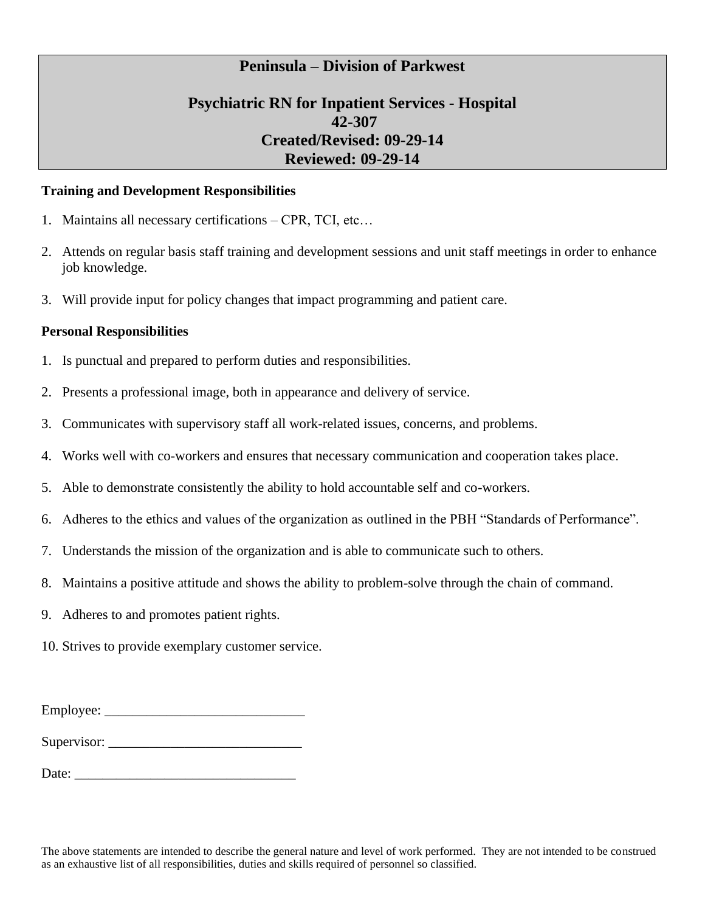**Peninsula – Division of Parkwest**

**Psychiatric RN for Inpatient Services - Hospital**
**42-307**
**Created/Revised: 09-29-14**
**Reviewed: 09-29-14**

**Training and Development Responsibilities**

1. Maintains all necessary certifications – CPR, TCI, etc…

2. Attends on regular basis staff training and development sessions and unit staff meetings in order to enhance job knowledge.

3. Will provide input for policy changes that impact programming and patient care.

**Personal Responsibilities**

1. Is punctual and prepared to perform duties and responsibilities.

2. Presents a professional image, both in appearance and delivery of service.

3. Communicates with supervisory staff all work-related issues, concerns, and problems.

4. Works well with co-workers and ensures that necessary communication and cooperation takes place.

5. Able to demonstrate consistently the ability to hold accountable self and co-workers.

6. Adheres to the ethics and values of the organization as outlined in the PBH "Standards of Performance".

7. Understands the mission of the organization and is able to communicate such to others.

8. Maintains a positive attitude and shows the ability to problem-solve through the chain of command.

9. Adheres to and promotes patient rights.

10. Strives to provide exemplary customer service.

Employee: _____________________________

Supervisor: ____________________________

Date: ________________________________

The above statements are intended to describe the general nature and level of work performed. They are not intended to be construed as an exhaustive list of all responsibilities, duties and skills required of personnel so classified.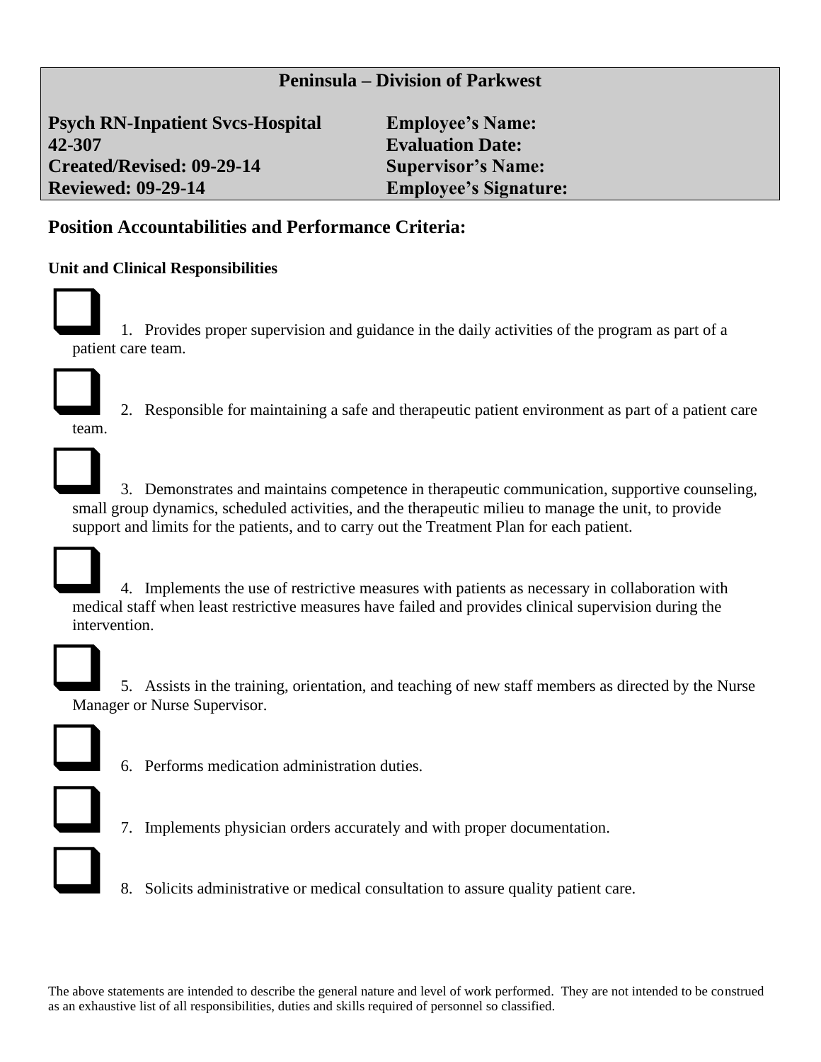**Peninsula – Division of Parkwest**

| | |
|---|---|
| **Psych RN-Inpatient Svcs-Hospital** | **Employee's Name:** |
| **42-307** | **Evaluation Date:** |
| **Created/Revised: 09-29-14** | **Supervisor's Name:** |
| **Reviewed: 09-29-14** | **Employee's Signature:** |

## Position Accountabilities and Performance Criteria:

### Unit and Clinical Responsibilities

- ☐ 1. Provides proper supervision and guidance in the daily activities of the program as part of a patient care team.
- ☐ 2. Responsible for maintaining a safe and therapeutic patient environment as part of a patient care team.
- ☐ 3. Demonstrates and maintains competence in therapeutic communication, supportive counseling, small group dynamics, scheduled activities, and the therapeutic milieu to manage the unit, to provide support and limits for the patients, and to carry out the Treatment Plan for each patient.
- ☐ 4. Implements the use of restrictive measures with patients as necessary in collaboration with medical staff when least restrictive measures have failed and provides clinical supervision during the intervention.
- ☐ 5. Assists in the training, orientation, and teaching of new staff members as directed by the Nurse Manager or Nurse Supervisor.
- ☐ 6. Performs medication administration duties.
- ☐ 7. Implements physician orders accurately and with proper documentation.
- ☐ 8. Solicits administrative or medical consultation to assure quality patient care.

The above statements are intended to describe the general nature and level of work performed. They are not intended to be construed as an exhaustive list of all responsibilities, duties and skills required of personnel so classified.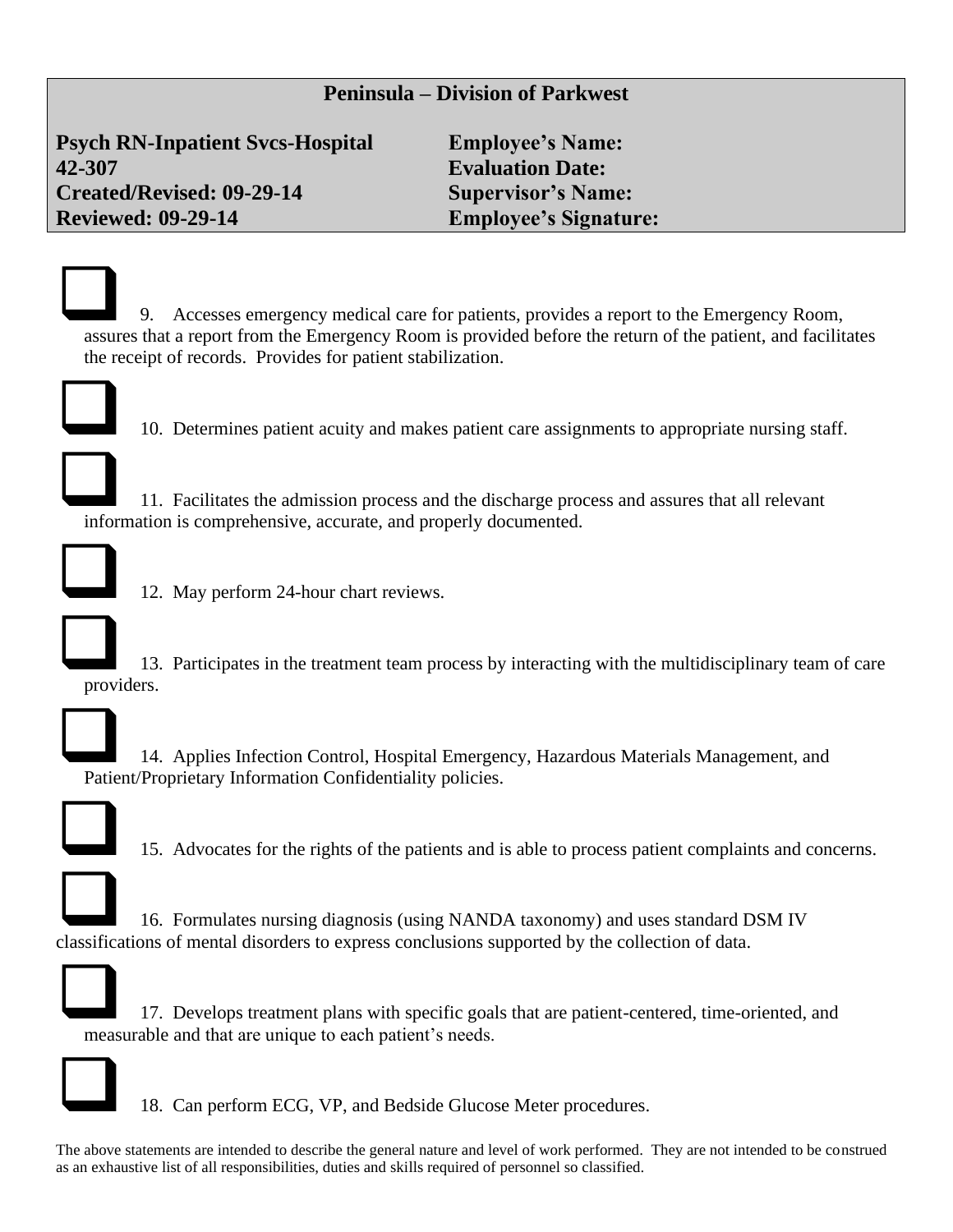**Peninsula – Division of Parkwest**

| | |
|---|---|
| **Psych RN-Inpatient Svcs-Hospital** | **Employee's Name:** |
| **42-307** | **Evaluation Date:** |
| **Created/Revised: 09-29-14** | **Supervisor's Name:** |
| **Reviewed: 09-29-14** | **Employee's Signature:** |

- [ ] 9. Accesses emergency medical care for patients, provides a report to the Emergency Room, assures that a report from the Emergency Room is provided before the return of the patient, and facilitates the receipt of records. Provides for patient stabilization.

- [ ] 10. Determines patient acuity and makes patient care assignments to appropriate nursing staff.

- [ ] 11. Facilitates the admission process and the discharge process and assures that all relevant information is comprehensive, accurate, and properly documented.

- [ ] 12. May perform 24-hour chart reviews.

- [ ] 13. Participates in the treatment team process by interacting with the multidisciplinary team of care providers.

- [ ] 14. Applies Infection Control, Hospital Emergency, Hazardous Materials Management, and Patient/Proprietary Information Confidentiality policies.

- [ ] 15. Advocates for the rights of the patients and is able to process patient complaints and concerns.

- [ ] 16. Formulates nursing diagnosis (using NANDA taxonomy) and uses standard DSM IV classifications of mental disorders to express conclusions supported by the collection of data.

- [ ] 17. Develops treatment plans with specific goals that are patient-centered, time-oriented, and measurable and that are unique to each patient's needs.

- [ ] 18. Can perform ECG, VP, and Bedside Glucose Meter procedures.

The above statements are intended to describe the general nature and level of work performed. They are not intended to be construed as an exhaustive list of all responsibilities, duties and skills required of personnel so classified.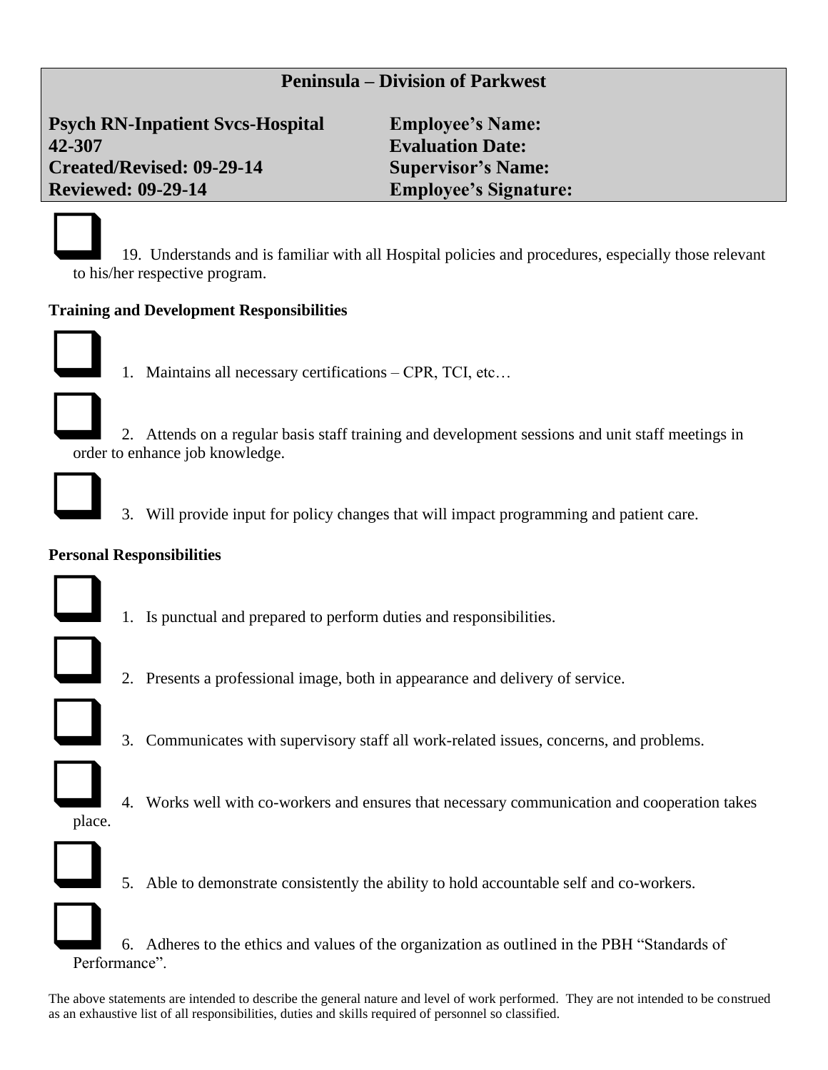**Peninsula – Division of Parkwest**

| | |
|---|---|
| **Psych RN-Inpatient Svcs-Hospital** | **Employee's Name:** |
| **42-307** | **Evaluation Date:** |
| **Created/Revised: 09-29-14** | **Supervisor's Name:** |
| **Reviewed: 09-29-14** | **Employee's Signature:** |

☐ 19. Understands and is familiar with all Hospital policies and procedures, especially those relevant to his/her respective program.

**Training and Development Responsibilities**

☐ 1. Maintains all necessary certifications – CPR, TCI, etc…

☐ 2. Attends on a regular basis staff training and development sessions and unit staff meetings in order to enhance job knowledge.

☐ 3. Will provide input for policy changes that will impact programming and patient care.

**Personal Responsibilities**

☐ 1. Is punctual and prepared to perform duties and responsibilities.

☐ 2. Presents a professional image, both in appearance and delivery of service.

☐ 3. Communicates with supervisory staff all work-related issues, concerns, and problems.

☐ 4. Works well with co-workers and ensures that necessary communication and cooperation takes place.

☐ 5. Able to demonstrate consistently the ability to hold accountable self and co-workers.

☐ 6. Adheres to the ethics and values of the organization as outlined in the PBH "Standards of Performance".

The above statements are intended to describe the general nature and level of work performed. They are not intended to be construed as an exhaustive list of all responsibilities, duties and skills required of personnel so classified.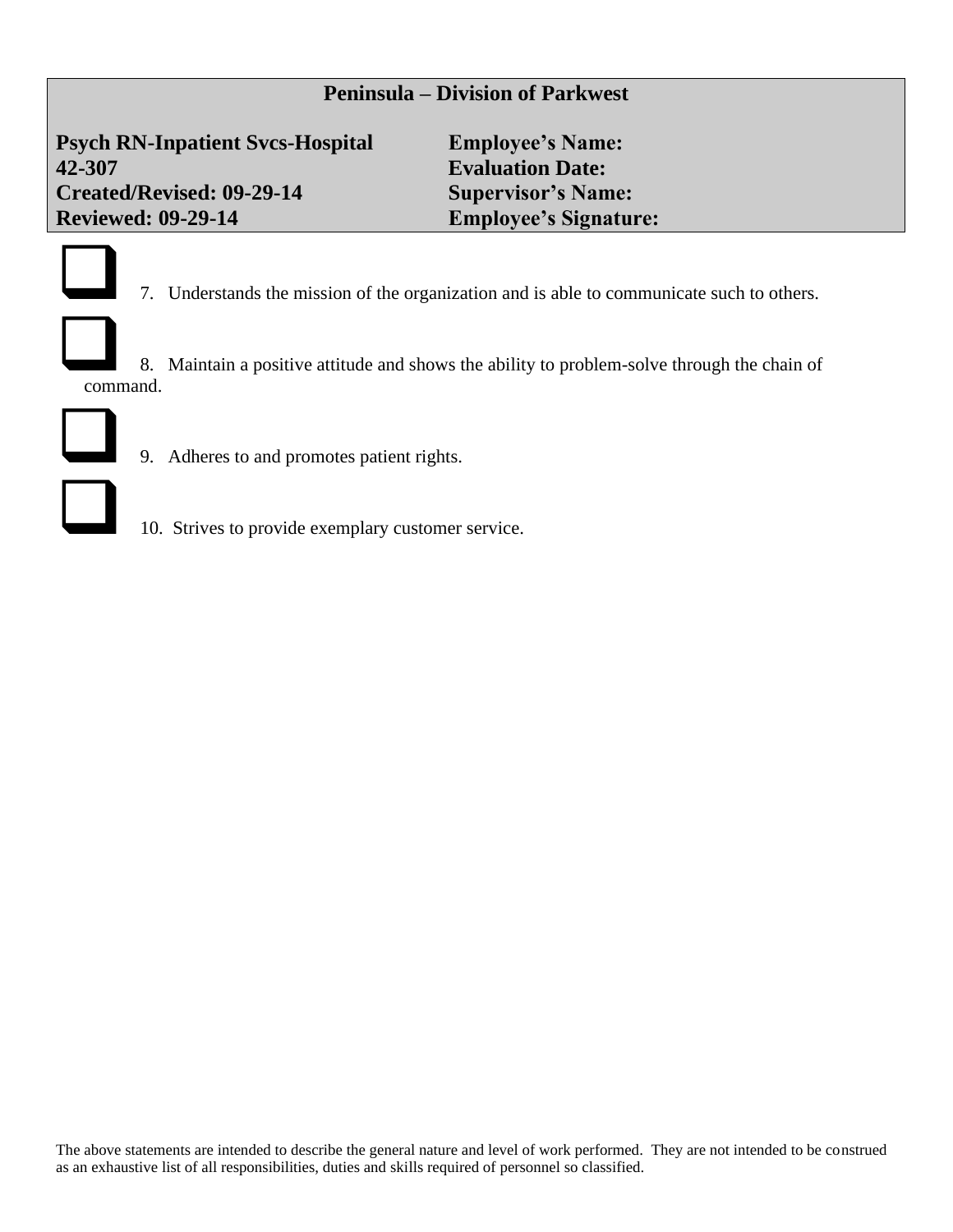**Peninsula – Division of Parkwest**

| | |
|---|---|
| **Psych RN-Inpatient Svcs-Hospital** | **Employee's Name:** |
| **42-307** | **Evaluation Date:** |
| **Created/Revised: 09-29-14** | **Supervisor's Name:** |
| **Reviewed: 09-29-14** | **Employee's Signature:** |

- ☐ 7. Understands the mission of the organization and is able to communicate such to others.
- ☐ 8. Maintain a positive attitude and shows the ability to problem-solve through the chain of command.
- ☐ 9. Adheres to and promotes patient rights.
- ☐ 10. Strives to provide exemplary customer service.

The above statements are intended to describe the general nature and level of work performed. They are not intended to be construed as an exhaustive list of all responsibilities, duties and skills required of personnel so classified.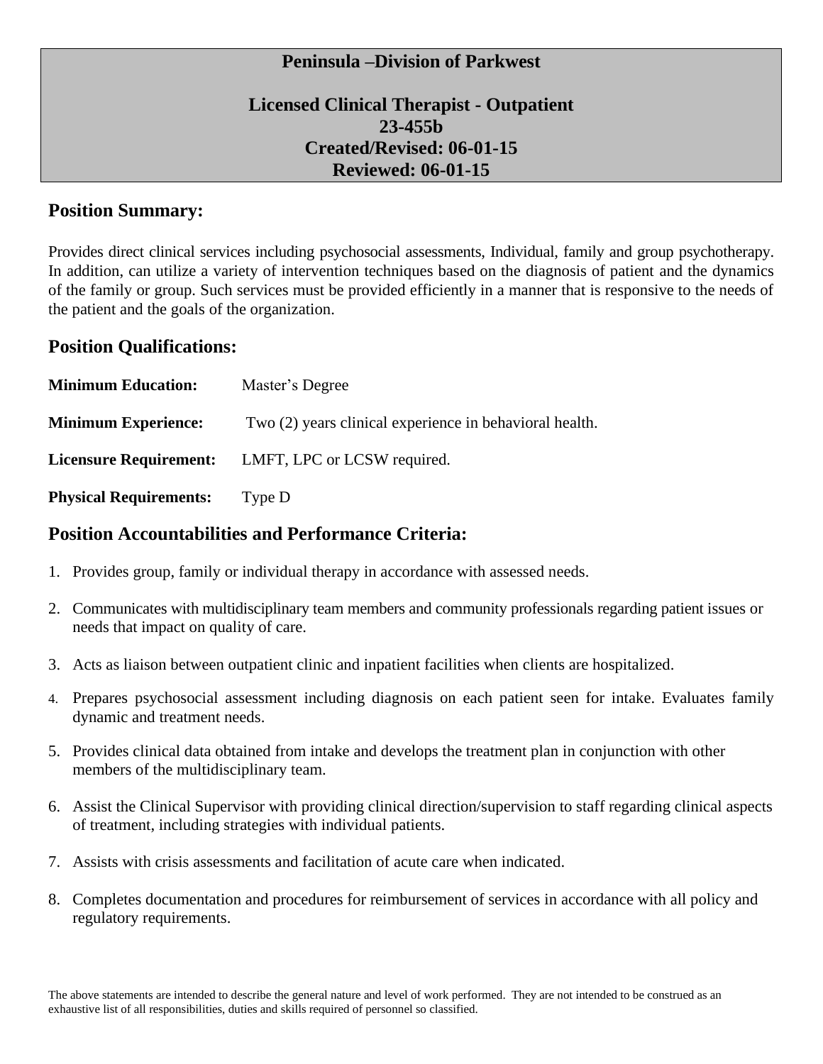# Peninsula –Division of Parkwest

## Licensed Clinical Therapist - Outpatient

**23-455b**

**Created/Revised: 06-01-15**

**Reviewed: 06-01-15**

## Position Summary:

Provides direct clinical services including psychosocial assessments, Individual, family and group psychotherapy. In addition, can utilize a variety of intervention techniques based on the diagnosis of patient and the dynamics of the family or group. Such services must be provided efficiently in a manner that is responsive to the needs of the patient and the goals of the organization.

## Position Qualifications:

**Minimum Education:** Master's Degree

**Minimum Experience:** Two (2) years clinical experience in behavioral health.

**Licensure Requirement:** LMFT, LPC or LCSW required.

**Physical Requirements:** Type D

## Position Accountabilities and Performance Criteria:

1. Provides group, family or individual therapy in accordance with assessed needs.
2. Communicates with multidisciplinary team members and community professionals regarding patient issues or needs that impact on quality of care.
3. Acts as liaison between outpatient clinic and inpatient facilities when clients are hospitalized.
4. Prepares psychosocial assessment including diagnosis on each patient seen for intake. Evaluates family dynamic and treatment needs.
5. Provides clinical data obtained from intake and develops the treatment plan in conjunction with other members of the multidisciplinary team.
6. Assist the Clinical Supervisor with providing clinical direction/supervision to staff regarding clinical aspects of treatment, including strategies with individual patients.
7. Assists with crisis assessments and facilitation of acute care when indicated.
8. Completes documentation and procedures for reimbursement of services in accordance with all policy and regulatory requirements.

The above statements are intended to describe the general nature and level of work performed. They are not intended to be construed as an exhaustive list of all responsibilities, duties and skills required of personnel so classified.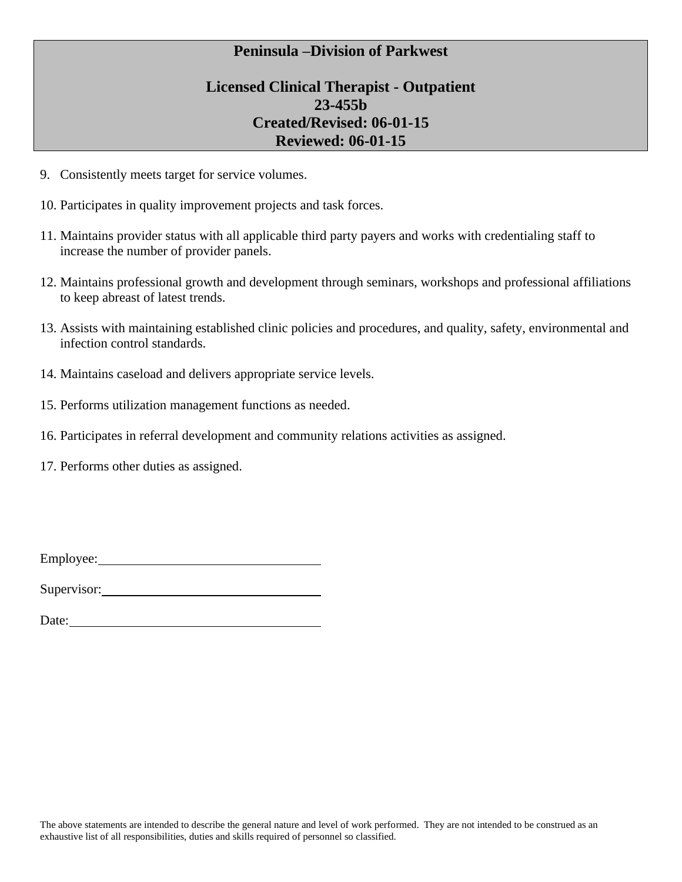**Peninsula –Division of Parkwest**

**Licensed Clinical Therapist - Outpatient**
**23-455b**
**Created/Revised: 06-01-15**
**Reviewed: 06-01-15**

9. Consistently meets target for service volumes.

10. Participates in quality improvement projects and task forces.

11. Maintains provider status with all applicable third party payers and works with credentialing staff to increase the number of provider panels.

12. Maintains professional growth and development through seminars, workshops and professional affiliations to keep abreast of latest trends.

13. Assists with maintaining established clinic policies and procedures, and quality, safety, environmental and infection control standards.

14. Maintains caseload and delivers appropriate service levels.

15. Performs utilization management functions as needed.

16. Participates in referral development and community relations activities as assigned.

17. Performs other duties as assigned.

Employee:\_\_\_\_\_\_\_\_\_\_\_\_\_\_\_\_\_\_\_\_\_\_\_\_\_\_\_\_\_\_\_\_

Supervisor:\_\_\_\_\_\_\_\_\_\_\_\_\_\_\_\_\_\_\_\_\_\_\_\_\_\_\_\_\_\_\_

Date:\_\_\_\_\_\_\_\_\_\_\_\_\_\_\_\_\_\_\_\_\_\_\_\_\_\_\_\_\_\_\_\_\_\_\_\_

The above statements are intended to describe the general nature and level of work performed. They are not intended to be construed as an exhaustive list of all responsibilities, duties and skills required of personnel so classified.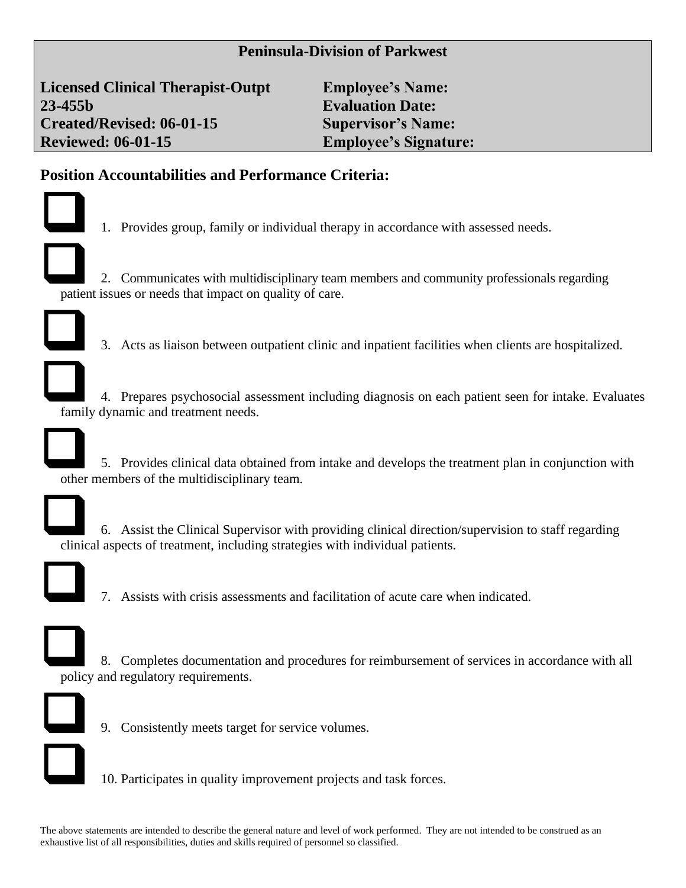**Peninsula-Division of Parkwest**

| | |
|---|---|
| **Licensed Clinical Therapist-Outpt** | **Employee's Name:** |
| **23-455b** | **Evaluation Date:** |
| **Created/Revised: 06-01-15** | **Supervisor's Name:** |
| **Reviewed: 06-01-15** | **Employee's Signature:** |

## Position Accountabilities and Performance Criteria:

- [ ] 1. Provides group, family or individual therapy in accordance with assessed needs.

- [ ] 2. Communicates with multidisciplinary team members and community professionals regarding patient issues or needs that impact on quality of care.

- [ ] 3. Acts as liaison between outpatient clinic and inpatient facilities when clients are hospitalized.

- [ ] 4. Prepares psychosocial assessment including diagnosis on each patient seen for intake. Evaluates family dynamic and treatment needs.

- [ ] 5. Provides clinical data obtained from intake and develops the treatment plan in conjunction with other members of the multidisciplinary team.

- [ ] 6. Assist the Clinical Supervisor with providing clinical direction/supervision to staff regarding clinical aspects of treatment, including strategies with individual patients.

- [ ] 7. Assists with crisis assessments and facilitation of acute care when indicated.

- [ ] 8. Completes documentation and procedures for reimbursement of services in accordance with all policy and regulatory requirements.

- [ ] 9. Consistently meets target for service volumes.

- [ ] 10. Participates in quality improvement projects and task forces.

The above statements are intended to describe the general nature and level of work performed. They are not intended to be construed as an exhaustive list of all responsibilities, duties and skills required of personnel so classified.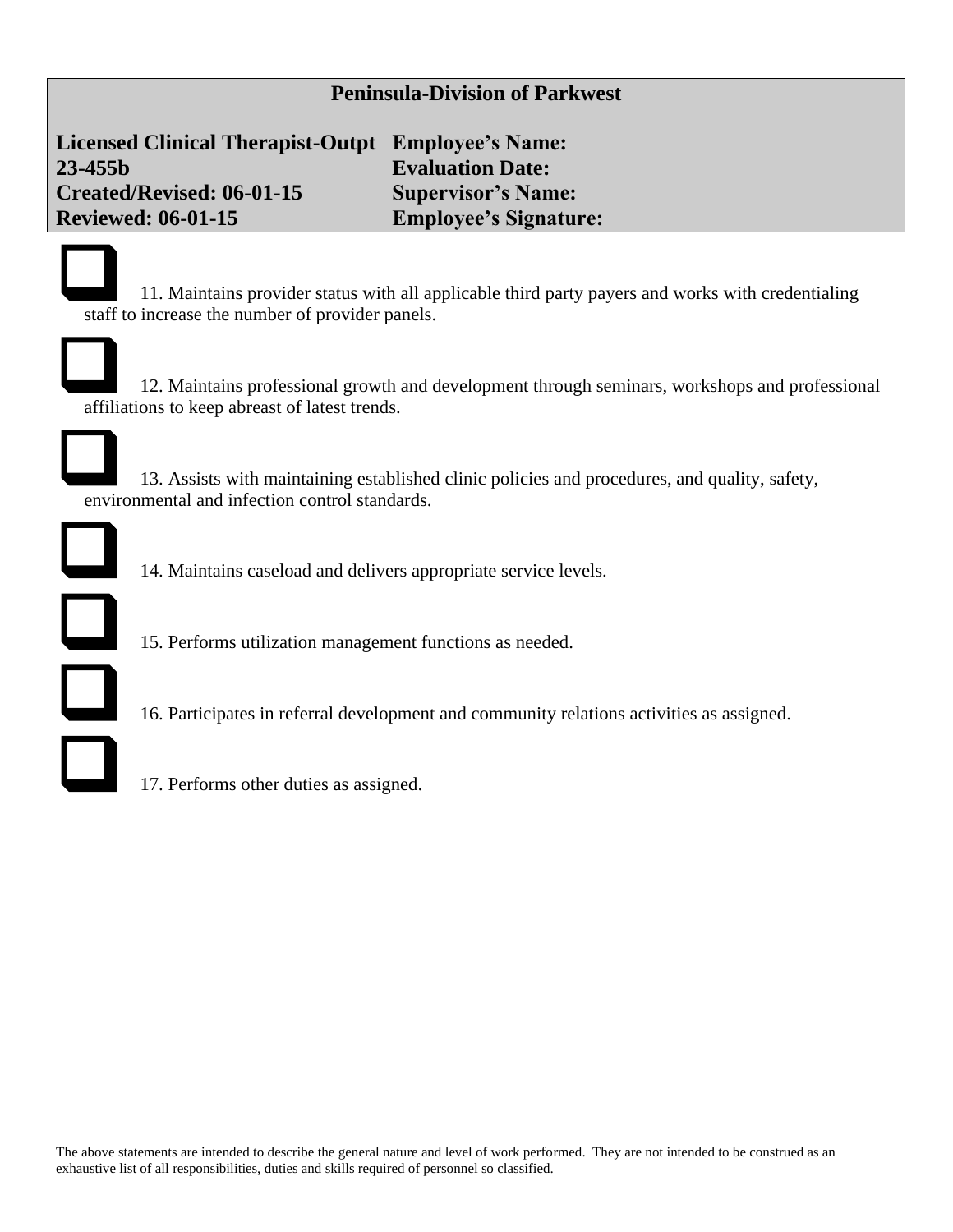**Peninsula-Division of Parkwest**

| | |
|---|---|
| **Licensed Clinical Therapist-Outpt** | **Employee's Name:** |
| **23-455b** | **Evaluation Date:** |
| **Created/Revised: 06-01-15** | **Supervisor's Name:** |
| **Reviewed: 06-01-15** | **Employee's Signature:** |

- [ ] 11. Maintains provider status with all applicable third party payers and works with credentialing staff to increase the number of provider panels.

- [ ] 12. Maintains professional growth and development through seminars, workshops and professional affiliations to keep abreast of latest trends.

- [ ] 13. Assists with maintaining established clinic policies and procedures, and quality, safety, environmental and infection control standards.

- [ ] 14. Maintains caseload and delivers appropriate service levels.

- [ ] 15. Performs utilization management functions as needed.

- [ ] 16. Participates in referral development and community relations activities as assigned.

- [ ] 17. Performs other duties as assigned.

The above statements are intended to describe the general nature and level of work performed. They are not intended to be construed as an exhaustive list of all responsibilities, duties and skills required of personnel so classified.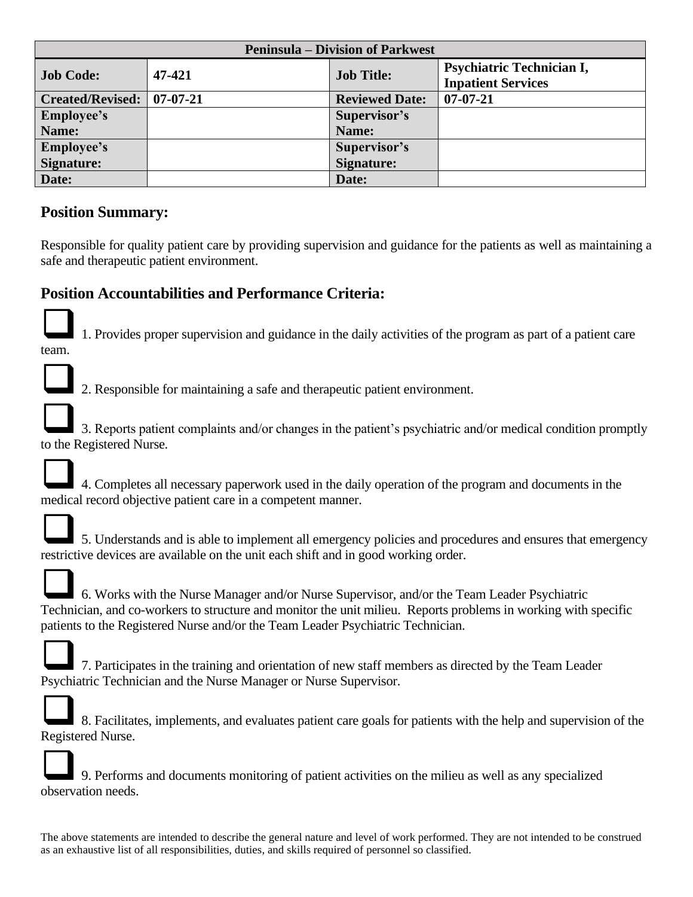| Peninsula – Division of Parkwest | | | |
|---|---|---|---|
| **Job Code:** | **47-421** | **Job Title:** | **Psychiatric Technician I, Inpatient Services** |
| **Created/Revised:** | **07-07-21** | **Reviewed Date:** | **07-07-21** |
| **Employee's Name:** | | **Supervisor's Name:** | |
| **Employee's Signature:** | | **Supervisor's Signature:** | |
| **Date:** | | **Date:** | |

## Position Summary:

Responsible for quality patient care by providing supervision and guidance for the patients as well as maintaining a safe and therapeutic patient environment.

## Position Accountabilities and Performance Criteria:

❑ 1. Provides proper supervision and guidance in the daily activities of the program as part of a patient care team.

❑ 2. Responsible for maintaining a safe and therapeutic patient environment.

❑ 3. Reports patient complaints and/or changes in the patient's psychiatric and/or medical condition promptly to the Registered Nurse.

❑ 4. Completes all necessary paperwork used in the daily operation of the program and documents in the medical record objective patient care in a competent manner.

❑ 5. Understands and is able to implement all emergency policies and procedures and ensures that emergency restrictive devices are available on the unit each shift and in good working order.

❑ 6. Works with the Nurse Manager and/or Nurse Supervisor, and/or the Team Leader Psychiatric Technician, and co-workers to structure and monitor the unit milieu. Reports problems in working with specific patients to the Registered Nurse and/or the Team Leader Psychiatric Technician.

❑ 7. Participates in the training and orientation of new staff members as directed by the Team Leader Psychiatric Technician and the Nurse Manager or Nurse Supervisor.

❑ 8. Facilitates, implements, and evaluates patient care goals for patients with the help and supervision of the Registered Nurse.

❑ 9. Performs and documents monitoring of patient activities on the milieu as well as any specialized observation needs.

The above statements are intended to describe the general nature and level of work performed. They are not intended to be construed as an exhaustive list of all responsibilities, duties, and skills required of personnel so classified.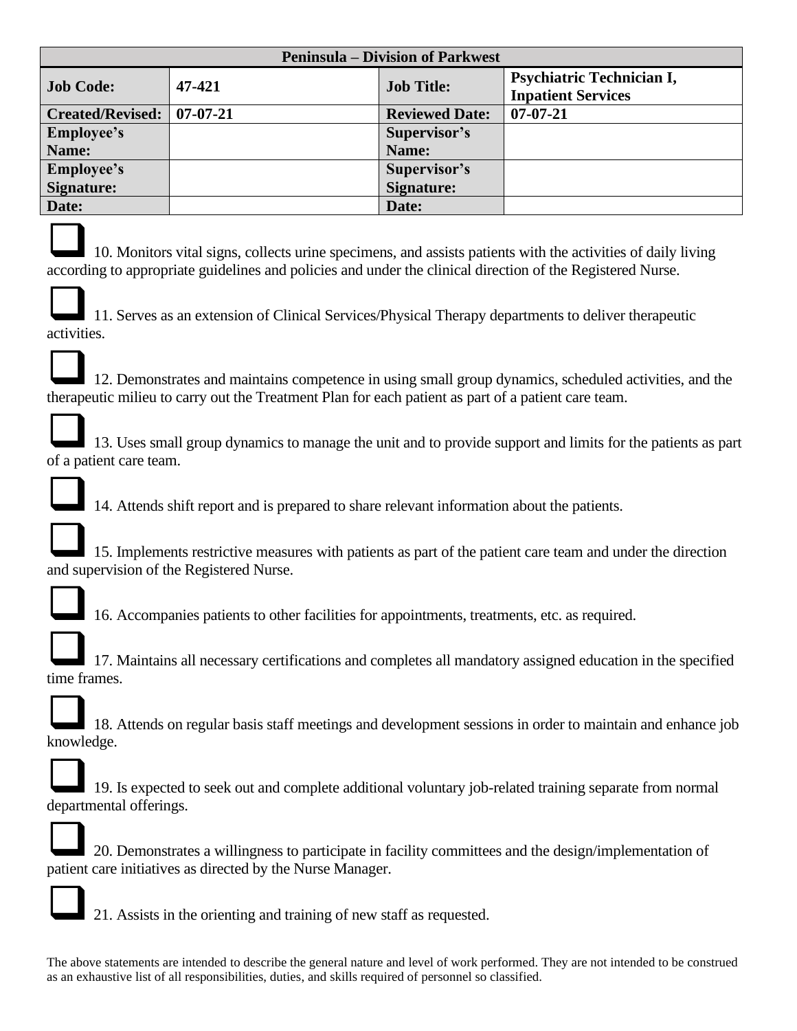| Peninsula – Division of Parkwest | | | |
|---|---|---|---|
| **Job Code:** | **47-421** | **Job Title:** | **Psychiatric Technician I, Inpatient Services** |
| **Created/Revised:** | **07-07-21** | **Reviewed Date:** | **07-07-21** |
| **Employee's Name:** | | **Supervisor's Name:** | |
| **Employee's Signature:** | | **Supervisor's Signature:** | |
| **Date:** | | **Date:** | |

❑ 10. Monitors vital signs, collects urine specimens, and assists patients with the activities of daily living according to appropriate guidelines and policies and under the clinical direction of the Registered Nurse.

❑ 11. Serves as an extension of Clinical Services/Physical Therapy departments to deliver therapeutic activities.

❑ 12. Demonstrates and maintains competence in using small group dynamics, scheduled activities, and the therapeutic milieu to carry out the Treatment Plan for each patient as part of a patient care team.

❑ 13. Uses small group dynamics to manage the unit and to provide support and limits for the patients as part of a patient care team.

❑ 14. Attends shift report and is prepared to share relevant information about the patients.

❑ 15. Implements restrictive measures with patients as part of the patient care team and under the direction and supervision of the Registered Nurse.

❑ 16. Accompanies patients to other facilities for appointments, treatments, etc. as required.

❑ 17. Maintains all necessary certifications and completes all mandatory assigned education in the specified time frames.

❑ 18. Attends on regular basis staff meetings and development sessions in order to maintain and enhance job knowledge.

❑ 19. Is expected to seek out and complete additional voluntary job-related training separate from normal departmental offerings.

❑ 20. Demonstrates a willingness to participate in facility committees and the design/implementation of patient care initiatives as directed by the Nurse Manager.

❑ 21. Assists in the orienting and training of new staff as requested.

The above statements are intended to describe the general nature and level of work performed. They are not intended to be construed as an exhaustive list of all responsibilities, duties, and skills required of personnel so classified.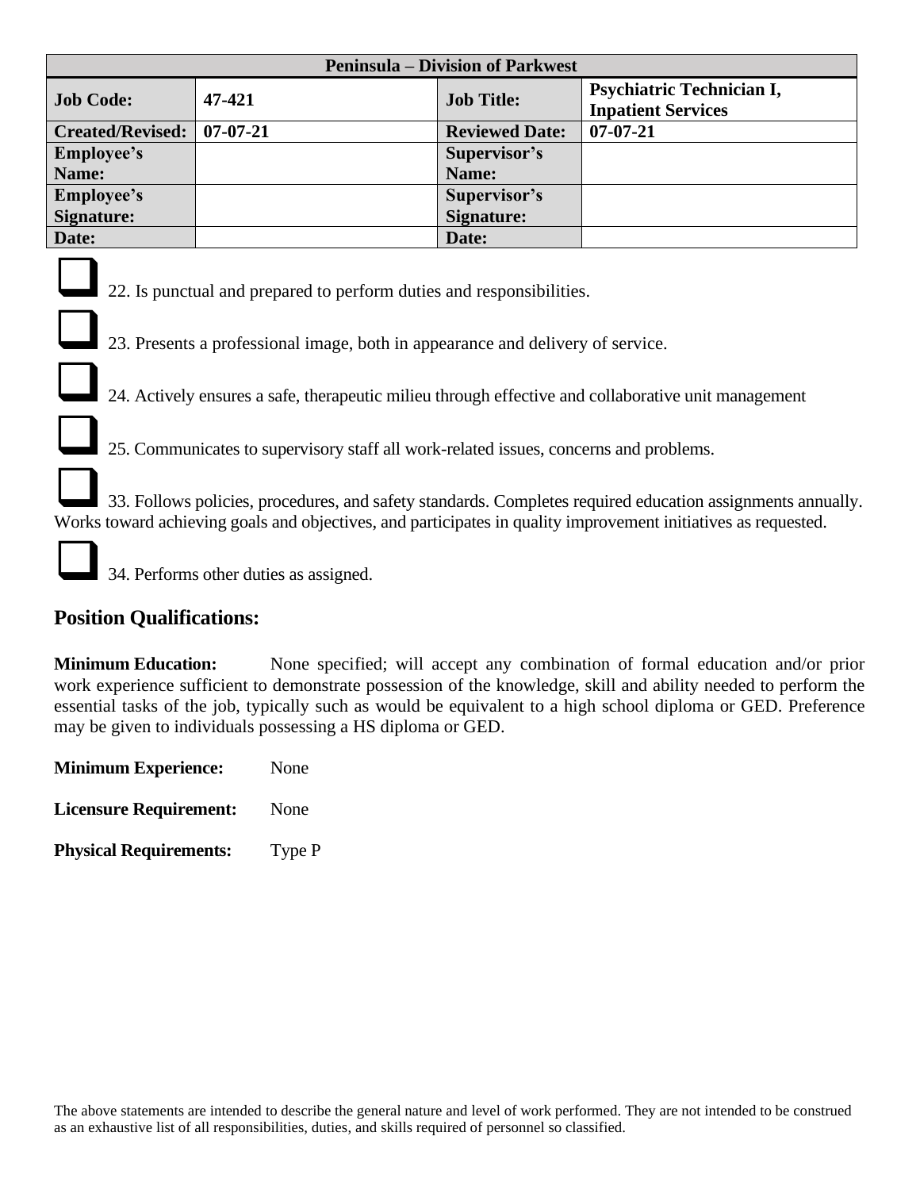| Peninsula – Division of Parkwest | | | |
|---|---|---|---|
| **Job Code:** | **47-421** | **Job Title:** | **Psychiatric Technician I, Inpatient Services** |
| **Created/Revised:** | **07-07-21** | **Reviewed Date:** | **07-07-21** |
| **Employee's Name:** | | **Supervisor's Name:** | |
| **Employee's Signature:** | | **Supervisor's Signature:** | |
| **Date:** | | **Date:** | |

❑ 22. Is punctual and prepared to perform duties and responsibilities.

❑ 23. Presents a professional image, both in appearance and delivery of service.

❑ 24. Actively ensures a safe, therapeutic milieu through effective and collaborative unit management

❑ 25. Communicates to supervisory staff all work-related issues, concerns and problems.

❑ 33. Follows policies, procedures, and safety standards. Completes required education assignments annually. Works toward achieving goals and objectives, and participates in quality improvement initiatives as requested.

❑ 34. Performs other duties as assigned.

## Position Qualifications:

**Minimum Education:** None specified; will accept any combination of formal education and/or prior work experience sufficient to demonstrate possession of the knowledge, skill and ability needed to perform the essential tasks of the job, typically such as would be equivalent to a high school diploma or GED. Preference may be given to individuals possessing a HS diploma or GED.

**Minimum Experience:** None

**Licensure Requirement:** None

**Physical Requirements:** Type P

The above statements are intended to describe the general nature and level of work performed. They are not intended to be construed as an exhaustive list of all responsibilities, duties, and skills required of personnel so classified.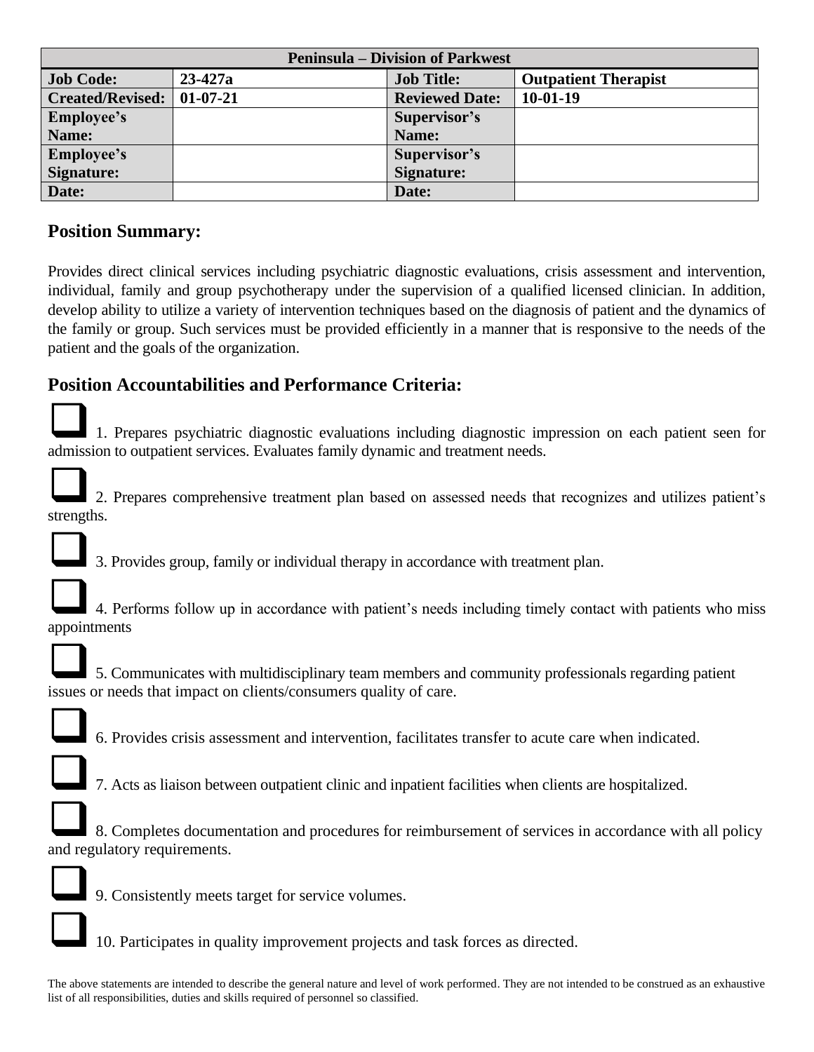| Peninsula – Division of Parkwest | | | |
|---|---|---|---|
| **Job Code:** | **23-427a** | **Job Title:** | **Outpatient Therapist** |
| **Created/Revised:** | **01-07-21** | **Reviewed Date:** | **10-01-19** |
| **Employee's Name:** | | **Supervisor's Name:** | |
| **Employee's Signature:** | | **Supervisor's Signature:** | |
| **Date:** | | **Date:** | |

## Position Summary:

Provides direct clinical services including psychiatric diagnostic evaluations, crisis assessment and intervention, individual, family and group psychotherapy under the supervision of a qualified licensed clinician. In addition, develop ability to utilize a variety of intervention techniques based on the diagnosis of patient and the dynamics of the family or group. Such services must be provided efficiently in a manner that is responsive to the needs of the patient and the goals of the organization.

## Position Accountabilities and Performance Criteria:

❑ 1. Prepares psychiatric diagnostic evaluations including diagnostic impression on each patient seen for admission to outpatient services. Evaluates family dynamic and treatment needs.

❑ 2. Prepares comprehensive treatment plan based on assessed needs that recognizes and utilizes patient's strengths.

❑ 3. Provides group, family or individual therapy in accordance with treatment plan.

❑ 4. Performs follow up in accordance with patient's needs including timely contact with patients who miss appointments

❑ 5. Communicates with multidisciplinary team members and community professionals regarding patient issues or needs that impact on clients/consumers quality of care.

❑ 6. Provides crisis assessment and intervention, facilitates transfer to acute care when indicated.

❑ 7. Acts as liaison between outpatient clinic and inpatient facilities when clients are hospitalized.

❑ 8. Completes documentation and procedures for reimbursement of services in accordance with all policy and regulatory requirements.

❑ 9. Consistently meets target for service volumes.

❑ 10. Participates in quality improvement projects and task forces as directed.

The above statements are intended to describe the general nature and level of work performed. They are not intended to be construed as an exhaustive list of all responsibilities, duties and skills required of personnel so classified.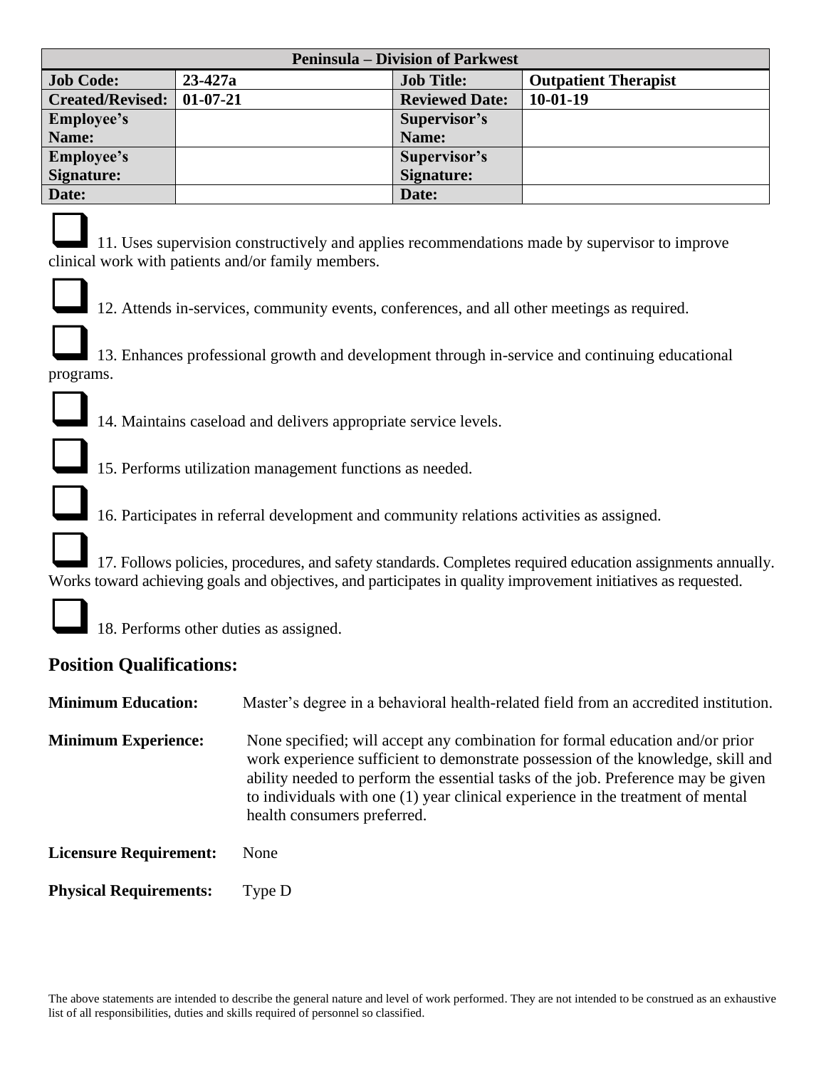| Peninsula – Division of Parkwest | | | |
|---|---|---|---|
| **Job Code:** | **23-427a** | **Job Title:** | **Outpatient Therapist** |
| **Created/Revised:** | **01-07-21** | **Reviewed Date:** | **10-01-19** |
| **Employee's Name:** | | **Supervisor's Name:** | |
| **Employee's Signature:** | | **Supervisor's Signature:** | |
| **Date:** | | **Date:** | |

❑ 11. Uses supervision constructively and applies recommendations made by supervisor to improve clinical work with patients and/or family members.

❑ 12. Attends in-services, community events, conferences, and all other meetings as required.

❑ 13. Enhances professional growth and development through in-service and continuing educational programs.

❑ 14. Maintains caseload and delivers appropriate service levels.

❑ 15. Performs utilization management functions as needed.

❑ 16. Participates in referral development and community relations activities as assigned.

❑ 17. Follows policies, procedures, and safety standards. Completes required education assignments annually. Works toward achieving goals and objectives, and participates in quality improvement initiatives as requested.

❑ 18. Performs other duties as assigned.

## Position Qualifications:

**Minimum Education:** Master's degree in a behavioral health-related field from an accredited institution.

**Minimum Experience:** None specified; will accept any combination for formal education and/or prior work experience sufficient to demonstrate possession of the knowledge, skill and ability needed to perform the essential tasks of the job. Preference may be given to individuals with one (1) year clinical experience in the treatment of mental health consumers preferred.

**Licensure Requirement:** None

**Physical Requirements:** Type D

The above statements are intended to describe the general nature and level of work performed. They are not intended to be construed as an exhaustive list of all responsibilities, duties and skills required of personnel so classified.